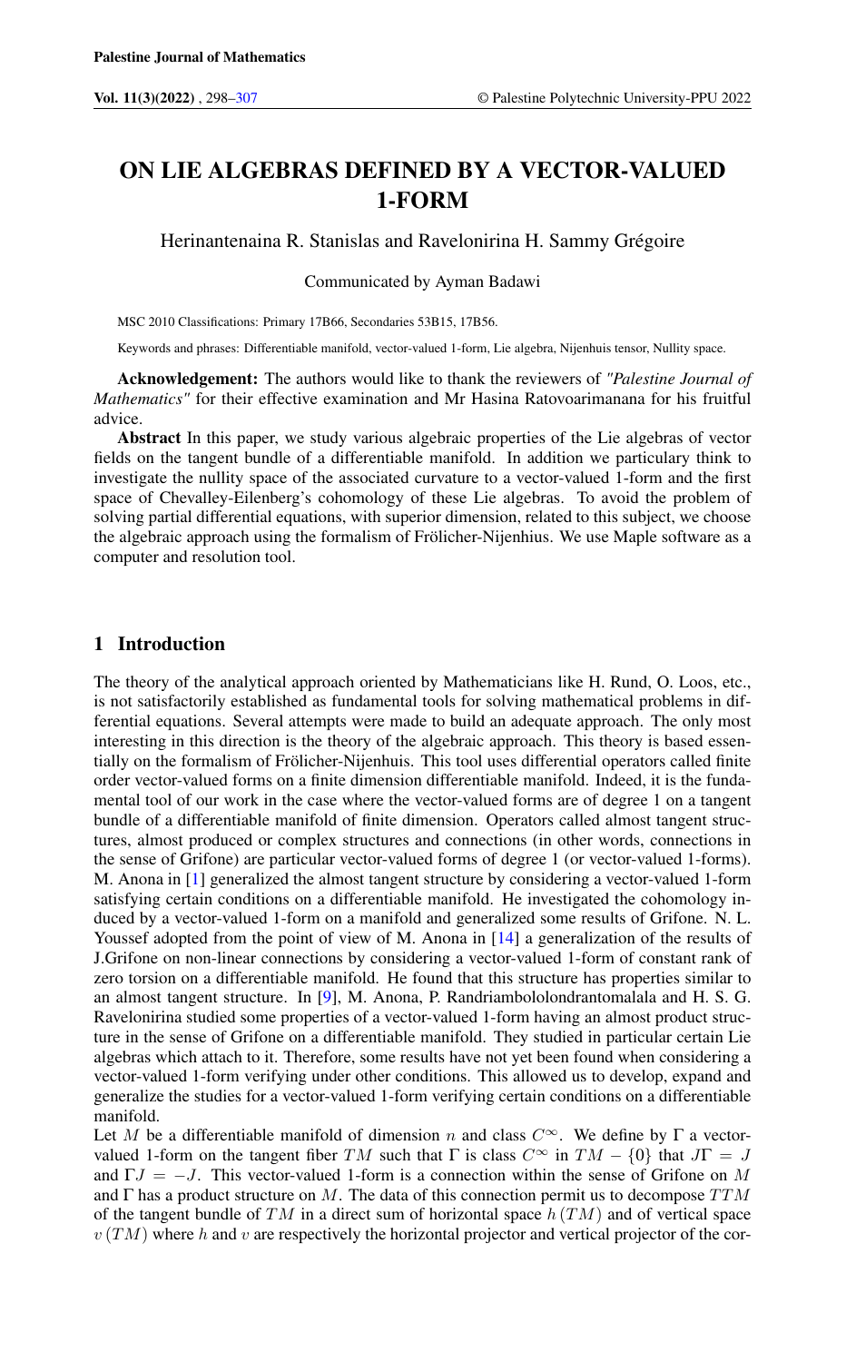# ON LIE ALGEBRAS DEFINED BY A VECTOR-VALUED 1-FORM

Herinantenaina R. Stanislas and Ravelonirina H. Sammy Grégoire

Communicated by Ayman Badawi

MSC 2010 Classifications: Primary 17B66, Secondaries 53B15, 17B56.

Keywords and phrases: Differentiable manifold, vector-valued 1-form, Lie algebra, Nijenhuis tensor, Nullity space.

**Acknowledgement:** The authors would like to thank the reviewers of *"Palestine Journal of Mathematics"* for their effective examination and Mr Hasina Ratovoarimanana for his fruitful advice.

**Abstract** In this paper, we study various algebraic properties of the Lie algebras of vector fields on the tangent bundle of a differentiable manifold. In addition we particulary think to investigate the nullity space of the associated curvature to a vector-valued 1-form and the first space of Chevalley-Eilenberg's cohomology of these Lie algebras. To avoid the problem of solving partial differential equations, with superior dimension, related to this subject, we choose the algebraic approach using the formalism of Frölicher-Nijenhuis. We use Maple software as a computer and resolution tool.

## 1 Introduction

The theory of the analytical approach oriented by Mathematicians like H. Rund, O. Loos, etc., is not satisfactorily established as fundamental tools for solving mathematical problems in differential equations. Several attempts were made to build an adequate approach. The only most interesting in this direction is the theory of the algebraic approach. This theory is based essentially on the formalism of Frölicher-Nijenhuis. This tool uses differential operators called finite order vector-valued forms on a finite dimension differentiable manifold. Indeed, it is the fundamental tool of our work in the case where the vector-valued forms are of degree 1 on a tangent bundle of a differentiable manifold of finite dimension. Operators called almost tangent structures, almost produced or complex structures and connections (in other words, connections in the sense of Grifone) are particular vector-valued forms of degree 1 (or vector-valued 1-forms). M. Anona in [1] generalized the almost tangent structure by considering a vector-valued 1-form satisfying certain conditions on a differentiable manifold. He investigated the cohomology induced by a vector-valued 1-form on a manifold and generalized some results of Grifone. N. L. Youssef adopted from the point of view of M. Anona in [14] a generalization of the results of J.Grifone on non-linear connections by considering a vector-valued 1-form of constant rank of zero torsion on a differentiable manifold. He found that this structure has properties similar to an almost tangent structure. In [9], M. Anona, P. Randriambololondrantomalala and H. S. G. Ravelonirina studied some properties of a vector-valued 1-form having an almost product structure in the sense of Grifone on a differentiable manifold. They studied in particular certain Lie algebras which attach to it. Therefore, some results have not yet been found when considering a vector-valued 1-form verifying under other conditions. This allowed us to develop, expand and generalize the studies for a vector-valued 1-form verifying certain conditions on a differentiable manifold.

Let $M$ be a differentiable manifold of dimension $n$ and class $C^\infty$. We define by $\Gamma$ a vector-valued 1-form on the tangent fiber $TM$ such that $\Gamma$ is class $C^\infty$ in $TM - \{0\}$ that $J\Gamma = J$ and $\Gamma J = -J$. This vector-valued 1-form is a connection within the sense of Grifone on $M$ and $\Gamma$ has a product structure on $M$. The data of this connection permit us to decompose $TTM$ of the tangent bundle of $TM$ in a direct sum of horizontal space $h(TM)$ and of vertical space $v(TM)$ where $h$ and $v$ are respectively the horizontal projector and vertical projector of the cor-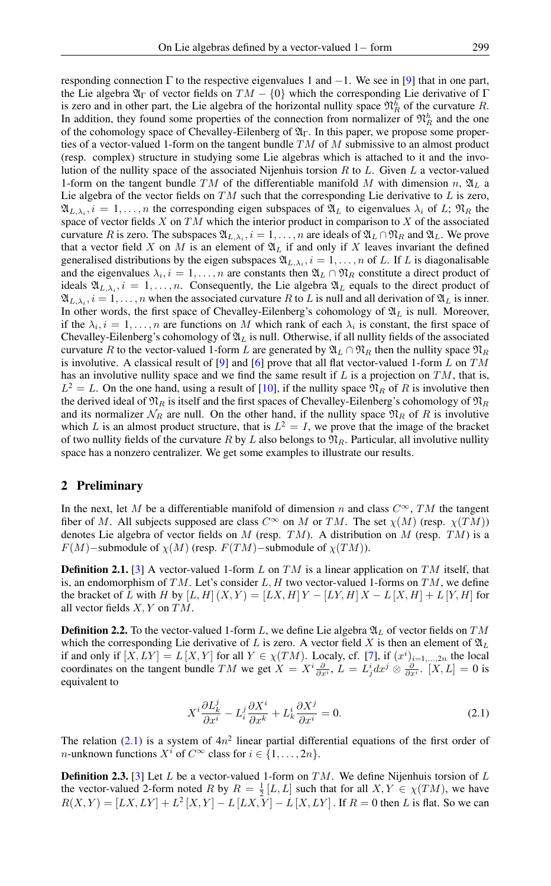responding connection $\Gamma$ to the respective eigenvalues 1 and $-1$. We see in [9] that in one part, the Lie algebra $\mathfrak{A}_\Gamma$ of vector fields on $TM - \{0\}$ which the corresponding Lie derivative of $\Gamma$ is zero and in other part, the Lie algebra of the horizontal nullity space $\mathfrak{N}_R^h$ of the curvature $R$. In addition, they found some properties of the connection from normalizer of $\mathfrak{N}_R^h$ and the one of the cohomology space of Chevalley-Eilenberg of $\mathfrak{A}_\Gamma$. In this paper, we propose some properties of a vector-valued 1-form on the tangent bundle $TM$ of $M$ submissive to an almost product (resp. complex) structure in studying some Lie algebras which is attached to it and the involution of the nullity space of the associated Nijenhuis torsion $R$ to $L$. Given $L$ a vector-valued 1-form on the tangent bundle $TM$ of the differentiable manifold $M$ with dimension $n$, $\mathfrak{A}_L$ a Lie algebra of the vector fields on $TM$ such that the corresponding Lie derivative to $L$ is zero, $\mathfrak{A}_{L,\lambda_i}, i = 1, \ldots, n$ the corresponding eigen subspaces of $\mathfrak{A}_L$ to eigenvalues $\lambda_i$ of $L$; $\mathfrak{N}_R$ the space of vector fields $X$ on $TM$ which the interior product in comparison to $X$ of the associated curvature $R$ is zero. The subspaces $\mathfrak{A}_{L,\lambda_i}, i = 1, \ldots, n$ are ideals of $\mathfrak{A}_L \cap \mathfrak{N}_R$ and $\mathfrak{A}_L$. We prove that a vector field $X$ on $M$ is an element of $\mathfrak{A}_L$ if and only if $X$ leaves invariant the defined generalised distributions by the eigen subspaces $\mathfrak{A}_{L,\lambda_i}, i = 1, \ldots, n$ of $L$. If $L$ is diagonalisable and the eigenvalues $\lambda_i, i = 1, \ldots, n$ are constants then $\mathfrak{A}_L \cap \mathfrak{N}_R$ constitute a direct product of ideals $\mathfrak{A}_{L,\lambda_i}, i = 1, \ldots, n$. Consequently, the Lie algebra $\mathfrak{A}_L$ equals to the direct product of $\mathfrak{A}_{L,\lambda_i}, i = 1, \ldots, n$ when the associated curvature $R$ to $L$ is null and all derivation of $\mathfrak{A}_L$ is inner. In other words, the first space of Chevalley-Eilenberg's cohomology of $\mathfrak{A}_L$ is null. Moreover, if the $\lambda_i, i = 1, \ldots, n$ are functions on $M$ which rank of each $\lambda_i$ is constant, the first space of Chevalley-Eilenberg's cohomology of $\mathfrak{A}_L$ is null. Otherwise, if all nullity fields of the associated curvature $R$ to the vector-valued 1-form $L$ are generated by $\mathfrak{A}_L \cap \mathfrak{N}_R$ then the nullity space $\mathfrak{N}_R$ is involutive. A classical result of [9] and [6] prove that all flat vector-valued 1-form $L$ on $TM$ has an involutive nullity space and we find the same result if $L$ is a projection on $TM$, that is, $L^2 = L$. On the one hand, using a result of [10], if the nullity space $\mathfrak{N}_R$ of $R$ is involutive then the derived ideal of $\mathfrak{N}_R$ is itself and the first spaces of Chevalley-Eilenberg's cohomology of $\mathfrak{N}_R$ and its normalizer $\mathcal{N}_R$ are null. On the other hand, if the nullity space $\mathfrak{N}_R$ of $R$ is involutive which $L$ is an almost product structure, that is $L^2 = I$, we prove that the image of the bracket of two nullity fields of the curvature $R$ by $L$ also belongs to $\mathfrak{N}_R$. Particular, all involutive nullity space has a nonzero centralizer. We get some examples to illustrate our results.

## 2 Preliminary

In the next, let $M$ be a differentiable manifold of dimension $n$ and class $C^\infty$, $TM$ the tangent fiber of $M$. All subjects supposed are class $C^\infty$ on $M$ or $TM$. The set $\chi(M)$ (resp. $\chi(TM)$) denotes Lie algebra of vector fields on $M$ (resp. $TM$). A distribution on $M$ (resp. $TM$) is a $F(M)-$submodule of $\chi(M)$ (resp. $F(TM)-$submodule of $\chi(TM)$).

**Definition 2.1.** [3] A vector-valued 1-form $L$ on $TM$ is a linear application on $TM$ itself, that is, an endomorphism of $TM$. Let's consider $L, H$ two vector-valued 1-forms on $TM$, we define the bracket of $L$ with $H$ by $[L, H](X, Y) = [LX, H]Y - [LY, H]X - L[X, H] + L[Y, H]$ for all vector fields $X, Y$ on $TM$.

**Definition 2.2.** To the vector-valued 1-form $L$, we define Lie algebra $\mathfrak{A}_L$ of vector fields on $TM$ which the corresponding Lie derivative of $L$ is zero. A vector field $X$ is then an element of $\mathfrak{A}_L$ if and only if $[X, LY] = L[X, Y]$ for all $Y \in \chi(TM)$. Localy, cf. [7], if $(x^i)_{i=1,\ldots,2n}$ the local coordinates on the tangent bundle $TM$ we get $X = X^i \frac{\partial}{\partial x^i}$, $L = L^i_j dx^j \otimes \frac{\partial}{\partial x^i}$. $[X, L] = 0$ is equivalent to

$$X^i \frac{\partial L^j_k}{\partial x^i} - L^j_i \frac{\partial X^i}{\partial x^k} + L^i_k \frac{\partial X^j}{\partial x^i} = 0. \tag{2.1}$$

The relation (2.1) is a system of $4n^2$ linear partial differential equations of the first order of $n$-unknown functions $X^i$ of $C^\infty$ class for $i \in \{1, \ldots, 2n\}$.

**Definition 2.3.** [3] Let $L$ be a vector-valued 1-form on $TM$. We define Nijenhuis torsion of $L$ the vector-valued 2-form noted $R$ by $R = \frac{1}{2}[L, L]$ such that for all $X, Y \in \chi(TM)$, we have $R(X, Y) = [LX, LY] + L^2[X, Y] - L[LX, Y] - L[X, LY]$. If $R = 0$ then $L$ is flat. So we can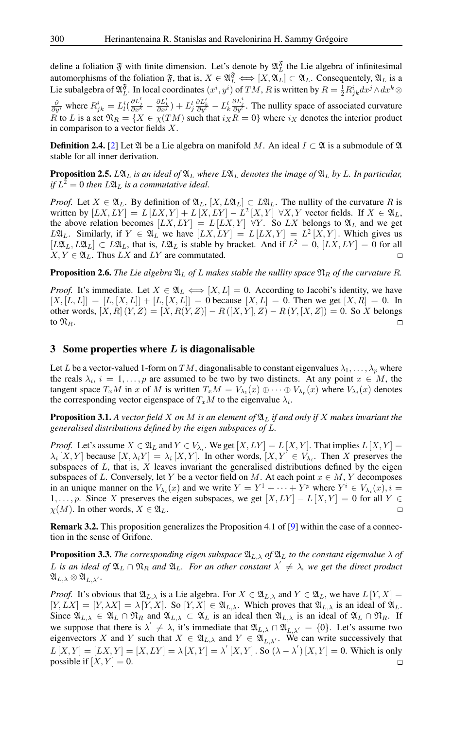define a foliation $\mathfrak{F}$ with finite dimension. Let's denote by $\mathfrak{A}_L^{\mathfrak{F}}$ the Lie algebra of infinitesimal automorphisms of the foliation $\mathfrak{F}$, that is, $X \in \mathfrak{A}_L^{\mathfrak{F}} \Longleftrightarrow [X, \mathfrak{A}_L] \subset \mathfrak{A}_L$. Consequently, $\mathfrak{A}_L$ is a Lie subalgebra of $\mathfrak{A}_L^{\mathfrak{F}}$. In local coordinates $(x^i, y^i)$ of $TM$, $R$ is written by $R = \frac{1}{2} R^i_{jk} dx^j \wedge dx^k \otimes \frac{\partial}{\partial y^i}$ where $R^i_{jk} = L^i_l (\frac{\partial L^l_j}{\partial x^k} - \frac{\partial L^l_k}{\partial x^j}) + L^l_j \frac{\partial L^i_k}{\partial y^l} - L^l_k \frac{\partial L^i_j}{\partial y^l}$. The nullity space of associated curvature $R$ to $L$ is a set $\mathfrak{N}_R = \{X \in \chi(TM)$ such that $i_X R = 0\}$ where $i_X$ denotes the interior product in comparison to a vector fields $X$.

**Definition 2.4.** [2] Let $\mathfrak{A}$ be a Lie algebra on manifold $M$. An ideal $I \subset \mathfrak{A}$ is a submodule of $\mathfrak{A}$ stable for all inner derivation.

**Proposition 2.5.** *$L\mathfrak{A}_L$ is an ideal of $\mathfrak{A}_L$ where $L\mathfrak{A}_L$ denotes the image of $\mathfrak{A}_L$ by $L$. In particular, if $L^2 = 0$ then $L\mathfrak{A}_L$ is a commutative ideal.*

*Proof.* Let $X \in \mathfrak{A}_L$. By definition of $\mathfrak{A}_L$, $[X, L\mathfrak{A}_L] \subset L\mathfrak{A}_L$. The nullity of the curvature $R$ is written by $[LX, LY] = L[LX, Y] + L[X, LY] - L^2[X, Y]$ $\forall X, Y$ vector fields. If $X \in \mathfrak{A}_L$, the above relation becomes $[LX, LY] = L[LX, Y]$ $\forall Y$. So $LX$ belongs to $\mathfrak{A}_L$ and we get $L\mathfrak{A}_L$. Similarly, if $Y \in \mathfrak{A}_L$ we have $[LX, LY] = L[LX, Y] = L^2[X, Y]$. Which gives us $[L\mathfrak{A}_L, L\mathfrak{A}_L] \subset L\mathfrak{A}_L$, that is, $L\mathfrak{A}_L$ is stable by bracket. And if $L^2 = 0$, $[LX, LY] = 0$ for all $X, Y \in \mathfrak{A}_L$. Thus $LX$ and $LY$ are commutated. □

**Proposition 2.6.** *The Lie algebra $\mathfrak{A}_L$ of $L$ makes stable the nullity space $\mathfrak{N}_R$ of the curvature $R$.*

*Proof.* It's immediate. Let $X \in \mathfrak{A}_L \Longleftrightarrow [X, L] = 0$. According to Jacobi's identity, we have $[X, [L, L]] = [L, [X, L]] + [L, [X, L]] = 0$ because $[X, L] = 0$. Then we get $[X, R] = 0$. In other words, $[X, R](Y, Z) = [X, R(Y, Z)] - R([X, Y], Z) - R(Y, [X, Z]) = 0$. So $X$ belongs to $\mathfrak{N}_R$. □

## 3 Some properties where $L$ is diagonalisable

Let $L$ be a vector-valued 1-form on $TM$, diagonalisable to constant eigenvalues $\lambda_1, \ldots, \lambda_p$ where the reals $\lambda_i$, $i = 1, \ldots, p$ are assumed to be two by two distincts. At any point $x \in M$, the tangent space $T_x M$ in $x$ of $M$ is written $T_x M = V_{\lambda_1}(x) \oplus \cdots \oplus V_{\lambda_p}(x)$ where $V_{\lambda_i}(x)$ denotes the corresponding vector eigenspace of $T_x M$ to the eigenvalue $\lambda_i$.

**Proposition 3.1.** *A vector field $X$ on $M$ is an element of $\mathfrak{A}_L$ if and only if $X$ makes invariant the generalised distributions defined by the eigen subspaces of $L$.*

*Proof.* Let's assume $X \in \mathfrak{A}_L$ and $Y \in V_{\lambda_i}$. We get $[X, LY] = L[X, Y]$. That implies $L[X, Y] = \lambda_i [X, Y]$ because $[X, \lambda_i Y] = \lambda_i [X, Y]$. In other words, $[X, Y] \in V_{\lambda_i}$. Then $X$ preserves the subspaces of $L$, that is, $X$ leaves invariant the generalised distributions defined by the eigen subspaces of $L$. Conversely, let $Y$ be a vector field on $M$. At each point $x \in M$, $Y$ decomposes in an unique manner on the $V_{\lambda_i}(x)$ and we write $Y = Y^1 + \cdots + Y^p$ where $Y^i \in V_{\lambda_i}(x), i = 1, \ldots, p$. Since $X$ preserves the eigen subspaces, we get $[X, LY] - L[X, Y] = 0$ for all $Y \in \chi(M)$. In other words, $X \in \mathfrak{A}_L$. □

**Remark 3.2.** This proposition generalizes the Proposition 4.1 of [9] within the case of a connection in the sense of Grifone.

**Proposition 3.3.** *The corresponding eigen subspace $\mathfrak{A}_{L,\lambda}$ of $\mathfrak{A}_L$ to the constant eigenvalue $\lambda$ of $L$ is an ideal of $\mathfrak{A}_L \cap \mathfrak{N}_R$ and $\mathfrak{A}_L$. For an other constant $\lambda' \neq \lambda$, we get the direct product $\mathfrak{A}_{L,\lambda} \otimes \mathfrak{A}_{L,\lambda'}$.*

*Proof.* It's obvious that $\mathfrak{A}_{L,\lambda}$ is a Lie algebra. For $X \in \mathfrak{A}_{L,\lambda}$ and $Y \in \mathfrak{A}_L$, we have $L[Y, X] = [Y, LX] = [Y, \lambda X] = \lambda [Y, X]$. So $[Y, X] \in \mathfrak{A}_{L,\lambda}$. Which proves that $\mathfrak{A}_{L,\lambda}$ is an ideal of $\mathfrak{A}_L$. Since $\mathfrak{A}_{L,\lambda} \in \mathfrak{A}_L \cap \mathfrak{N}_R$ and $\mathfrak{A}_{L,\lambda} \subset \mathfrak{A}_L$ is an ideal then $\mathfrak{A}_{L,\lambda}$ is an ideal of $\mathfrak{A}_L \cap \mathfrak{N}_R$. If we suppose that there is $\lambda' \neq \lambda$, it's immediate that $\mathfrak{A}_{L,\lambda} \cap \mathfrak{A}_{L,\lambda'} = \{0\}$. Let's assume two eigenvectors $X$ and $Y$ such that $X \in \mathfrak{A}_{L,\lambda}$ and $Y \in \mathfrak{A}_{L,\lambda'}$. We can write successively that $L[X, Y] = [LX, Y] = [X, LY] = \lambda [X, Y] = \lambda' [X, Y]$. So $(\lambda - \lambda')[X, Y] = 0$. Which is only possible if $[X, Y] = 0$. □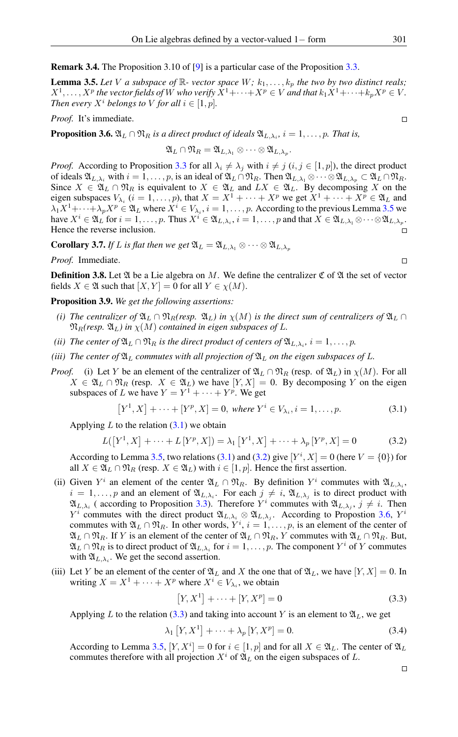**Remark 3.4.** The Proposition 3.10 of [9] is a particular case of the Proposition 3.3.

**Lemma 3.5.** *Let $V$ a subspace of $\mathbb{R}$- vector space $W$; $k_1, \ldots, k_p$ the two by two distinct reals; $X^1, \ldots, X^p$ the vector fields of $W$ who verify $X^1 + \cdots + X^p \in V$ and that $k_1 X^1 + \cdots + k_p X^p \in V$. Then every $X^i$ belongs to $V$ for all $i \in [1, p]$.*

*Proof.* It's immediate. □

**Proposition 3.6.** *$\mathfrak{A}_L \cap \mathfrak{N}_R$ is a direct product of ideals $\mathfrak{A}_{L,\lambda_i}$, $i = 1, \ldots, p$. That is,*

$$\mathfrak{A}_L \cap \mathfrak{N}_R = \mathfrak{A}_{L,\lambda_1} \otimes \cdots \otimes \mathfrak{A}_{L,\lambda_p}.$$

*Proof.* According to Proposition 3.3 for all $\lambda_i \neq \lambda_j$ with $i \neq j$ $(i, j \in [1, p])$, the direct product of ideals $\mathfrak{A}_{L,\lambda_i}$ with $i = 1, \ldots, p$, is an ideal of $\mathfrak{A}_L \cap \mathfrak{N}_R$. Then $\mathfrak{A}_{L,\lambda_1} \otimes \cdots \otimes \mathfrak{A}_{L,\lambda_p} \subset \mathfrak{A}_L \cap \mathfrak{N}_R$. Since $X \in \mathfrak{A}_L \cap \mathfrak{N}_R$ is equivalent to $X \in \mathfrak{A}_L$ and $LX \in \mathfrak{A}_L$. By decomposing $X$ on the eigen subspaces $V_{\lambda_i}$ $(i = 1, \ldots, p)$, that $X = X^1 + \cdots + X^p$ we get $X^1 + \cdots + X^p \in \mathfrak{A}_L$ and $\lambda_1 X^1 + \cdots + \lambda_p X^p \in \mathfrak{A}_L$ where $X^i \in V_{\lambda_i}$, $i = 1, \ldots, p$. According to the previous Lemma 3.5 we have $X^i \in \mathfrak{A}_L$ for $i = 1, \ldots, p$. Thus $X^i \in \mathfrak{A}_{L,\lambda_i}$, $i = 1, \ldots, p$ and that $X \in \mathfrak{A}_{L,\lambda_1} \otimes \cdots \otimes \mathfrak{A}_{L,\lambda_p}$. Hence the reverse inclusion. □

**Corollary 3.7.** *If $L$ is flat then we get $\mathfrak{A}_L = \mathfrak{A}_{L,\lambda_1} \otimes \cdots \otimes \mathfrak{A}_{L,\lambda_p}$*

*Proof.* Immediate. □

**Definition 3.8.** Let $\mathfrak{A}$ be a Lie algebra on $M$. We define the centralizer $\mathfrak{C}$ of $\mathfrak{A}$ the set of vector fields $X \in \mathfrak{A}$ such that $[X, Y] = 0$ for all $Y \in \chi(M)$.

**Proposition 3.9.** *We get the following assertions:*

*(i) The centralizer of $\mathfrak{A}_L \cap \mathfrak{N}_R$(resp. $\mathfrak{A}_L$) in $\chi(M)$ is the direct sum of centralizers of $\mathfrak{A}_L \cap \mathfrak{N}_R$(resp. $\mathfrak{A}_L$) in $\chi(M)$ contained in eigen subspaces of $L$.*

*(ii) The center of $\mathfrak{A}_L \cap \mathfrak{N}_R$ is the direct product of centers of $\mathfrak{A}_{L,\lambda_i}$, $i = 1, \ldots, p$.*

*(iii) The center of $\mathfrak{A}_L$ commutes with all projection of $\mathfrak{A}_L$ on the eigen subspaces of $L$.*

*Proof.* (i) Let $Y$ be an element of the centralizer of $\mathfrak{A}_L \cap \mathfrak{N}_R$ (resp. of $\mathfrak{A}_L$) in $\chi(M)$. For all $X \in \mathfrak{A}_L \cap \mathfrak{N}_R$ (resp. $X \in \mathfrak{A}_L$) we have $[Y, X] = 0$. By decomposing $Y$ on the eigen subspaces of $L$ we have $Y = Y^1 + \cdots + Y^p$. We get

$$[Y^1, X] + \cdots + [Y^p, X] = 0, \text{ where } Y^i \in V_{\lambda_i}, i = 1, \ldots, p. \tag{3.1}$$

Applying $L$ to the relation (3.1) we obtain

$$L([Y^1, X] + \cdots + L[Y^p, X]) = \lambda_1 [Y^1, X] + \cdots + \lambda_p [Y^p, X] = 0 \tag{3.2}$$

According to Lemma 3.5, two relations (3.1) and (3.2) give $[Y^i, X] = 0$ (here $V = \{0\}$) for all $X \in \mathfrak{A}_L \cap \mathfrak{N}_R$ (resp. $X \in \mathfrak{A}_L$) with $i \in [1, p]$. Hence the first assertion.

(ii) Given $Y^i$ an element of the center $\mathfrak{A}_L \cap \mathfrak{N}_R$. By definition $Y^i$ commutes with $\mathfrak{A}_{L,\lambda_i}$, $i = 1, \ldots, p$ and an element of $\mathfrak{A}_{L,\lambda_i}$. For each $j \neq i$, $\mathfrak{A}_{L,\lambda_j}$ is to direct product with $\mathfrak{A}_{L,\lambda_i}$ ( according to Proposition 3.3). Therefore $Y^i$ commutes with $\mathfrak{A}_{L,\lambda_j}$, $j \neq i$. Then $Y^i$ commutes with the direct product $\mathfrak{A}_{L,\lambda_i} \otimes \mathfrak{A}_{L,\lambda_j}$. According to Propostion 3.6, $Y^i$ commutes with $\mathfrak{A}_L \cap \mathfrak{N}_R$. In other words, $Y^i$, $i = 1, \ldots, p$, is an element of the center of $\mathfrak{A}_L \cap \mathfrak{N}_R$. If $Y$ is an element of the center of $\mathfrak{A}_L \cap \mathfrak{N}_R$, $Y$ commutes with $\mathfrak{A}_L \cap \mathfrak{N}_R$. But, $\mathfrak{A}_L \cap \mathfrak{N}_R$ is to direct product of $\mathfrak{A}_{L,\lambda_i}$ for $i = 1, \ldots, p$. The component $Y^i$ of $Y$ commutes with $\mathfrak{A}_{L,\lambda_i}$. We get the second assertion.

(iii) Let $Y$ be an element of the center of $\mathfrak{A}_L$ and $X$ the one that of $\mathfrak{A}_L$, we have $[Y, X] = 0$. In writing $X = X^1 + \cdots + X^p$ where $X^i \in V_{\lambda_i}$, we obtain

$$[Y, X^1] + \cdots + [Y, X^p] = 0 \tag{3.3}$$

Applying $L$ to the relation (3.3) and taking into account $Y$ is an element to $\mathfrak{A}_L$, we get

$$\lambda_1 [Y, X^1] + \cdots + \lambda_p [Y, X^p] = 0. \tag{3.4}$$

According to Lemma 3.5, $[Y, X^i] = 0$ for $i \in [1, p]$ and for all $X \in \mathfrak{A}_L$. The center of $\mathfrak{A}_L$ commutes therefore with all projection $X^i$ of $\mathfrak{A}_L$ on the eigen subspaces of $L$.

□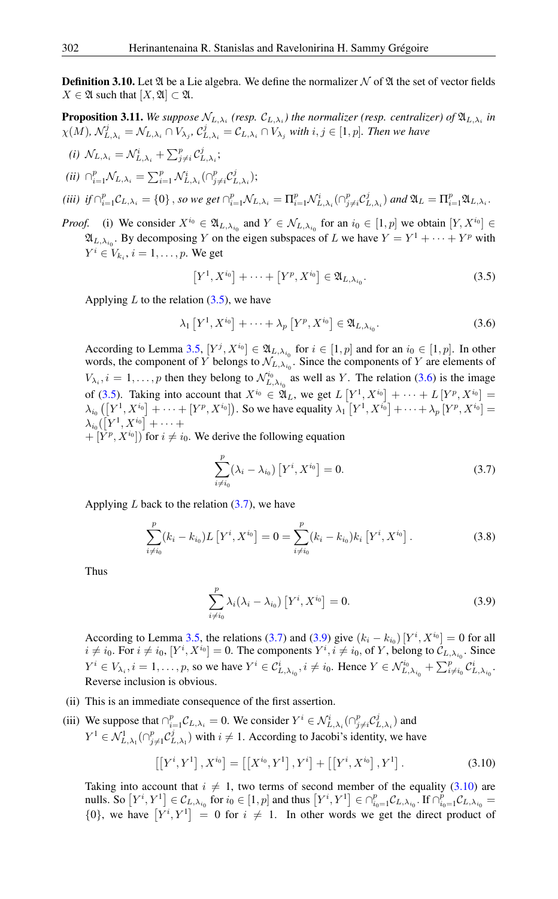**Definition 3.10.** Let $\mathfrak{A}$ be a Lie algebra. We define the normalizer $\mathcal{N}$ of $\mathfrak{A}$ the set of vector fields $X \in \mathfrak{A}$ such that $[X, \mathfrak{A}] \subset \mathfrak{A}$.

**Proposition 3.11.** *We suppose $\mathcal{N}_{L,\lambda_i}$ (resp. $\mathcal{C}_{L,\lambda_i}$) the normalizer (resp. centralizer) of $\mathfrak{A}_{L,\lambda_i}$ in $\chi(M)$, $\mathcal{N}^j_{L,\lambda_i} = \mathcal{N}_{L,\lambda_i} \cap V_{\lambda_j}$, $\mathcal{C}^j_{L,\lambda_i} = \mathcal{C}_{L,\lambda_i} \cap V_{\lambda_j}$ with $i, j \in [1,p]$. Then we have*

*(i) $\mathcal{N}_{L,\lambda_i} = \mathcal{N}^i_{L,\lambda_i} + \sum_{j \neq i}^p \mathcal{C}^j_{L,\lambda_i}$;*

*(ii) $\cap_{i=1}^p \mathcal{N}_{L,\lambda_i} = \sum_{i=1}^p \mathcal{N}^i_{L,\lambda_i}(\cap_{j\neq i}^p \mathcal{C}^j_{L,\lambda_i})$;*

*(iii) if $\cap_{i=1}^p \mathcal{C}_{L,\lambda_i} = \{0\}$, so we get $\cap_{i=1}^p \mathcal{N}_{L,\lambda_i} = \Pi_{i=1}^p \mathcal{N}^i_{L,\lambda_i}(\cap_{j\neq i}^p \mathcal{C}^j_{L,\lambda_i})$ and $\mathfrak{A}_L = \Pi_{i=1}^p \mathfrak{A}_{L,\lambda_i}$.*

*Proof.* (i) We consider $X^{i_0} \in \mathfrak{A}_{L,\lambda_{i_0}}$ and $Y \in \mathcal{N}_{L,\lambda_{i_0}}$ for an $i_0 \in [1,p]$ we obtain $[Y, X^{i_0}] \in \mathfrak{A}_{L,\lambda_{i_0}}$. By decomposing $Y$ on the eigen subspaces of $L$ we have $Y = Y^1 + \cdots + Y^p$ with $Y^i \in V_{k_i}$, $i = 1, \ldots, p$. We get

$$\left[Y^1, X^{i_0}\right] + \cdots + \left[Y^p, X^{i_0}\right] \in \mathfrak{A}_{L,\lambda_{i_0}}. \tag{3.5}$$

Applying $L$ to the relation (3.5), we have

$$\lambda_1 \left[Y^1, X^{i_0}\right] + \cdots + \lambda_p \left[Y^p, X^{i_0}\right] \in \mathfrak{A}_{L,\lambda_{i_0}}. \tag{3.6}$$

According to Lemma 3.5, $[Y^j, X^{i_0}] \in \mathfrak{A}_{L,\lambda_{i_0}}$ for $i \in [1,p]$ and for an $i_0 \in [1,p]$. In other words, the component of $Y$ belongs to $\mathcal{N}_{L,\lambda_{i_0}}$. Since the components of $Y$ are elements of $V_{\lambda_i}, i = 1, \ldots, p$ then they belong to $\mathcal{N}^{i_0}_{L,\lambda_{i_0}}$ as well as $Y$. The relation (3.6) is the image of (3.5). Taking into account that $X^{i_0} \in \mathfrak{A}_L$, we get $L\left[Y^1, X^{i_0}\right] + \cdots + L\left[Y^p, X^{i_0}\right] = \lambda_{i_0}\left(\left[Y^1, X^{i_0}\right] + \cdots + \left[Y^p, X^{i_0}\right]\right)$. So we have equality $\lambda_1\left[Y^1, X^{i_0}\right] + \cdots + \lambda_p\left[Y^p, X^{i_0}\right] = \lambda_{i_0}(\left[Y^1, X^{i_0}\right] + \cdots +$
$+ \left[Y^p, X^{i_0}\right])$ for $i \neq i_0$. We derive the following equation

$$\sum_{i\neq i_0}^p (\lambda_i - \lambda_{i_0})\left[Y^i, X^{i_0}\right] = 0. \tag{3.7}$$

Applying $L$ back to the relation (3.7), we have

$$\sum_{i\neq i_0}^p (k_i - k_{i_0}) L\left[Y^i, X^{i_0}\right] = 0 = \sum_{i\neq i_0}^p (k_i - k_{i_0}) k_i \left[Y^i, X^{i_0}\right]. \tag{3.8}$$

Thus

$$\sum_{i\neq i_0}^p \lambda_i(\lambda_i - \lambda_{i_0})\left[Y^i, X^{i_0}\right] = 0. \tag{3.9}$$

According to Lemma 3.5, the relations (3.7) and (3.9) give $(k_i - k_{i_0})\left[Y^i, X^{i_0}\right] = 0$ for all $i \neq i_0$. For $i \neq i_0$, $[Y^i, X^{i_0}] = 0$. The components $Y^i, i \neq i_0$, of $Y$, belong to $\mathcal{C}_{L,\lambda_{i_0}}$. Since $Y^i \in V_{\lambda_i}, i = 1, \ldots, p$, so we have $Y^i \in \mathcal{C}^i_{L,\lambda_{i_0}}, i \neq i_0$. Hence $Y \in \mathcal{N}^{i_0}_{L,\lambda_{i_0}} + \sum_{i\neq i_0}^p \mathcal{C}^i_{L,\lambda_{i_0}}$. Reverse inclusion is obvious.

(ii) This is an immediate consequence of the first assertion.

(iii) We suppose that $\cap_{i=1}^p \mathcal{C}_{L,\lambda_i} = 0$. We consider $Y^i \in \mathcal{N}^i_{L,\lambda_i}(\cap_{j\neq i}^p \mathcal{C}^j_{L,\lambda_i})$ and $Y^1 \in \mathcal{N}^1_{L,\lambda_1}(\cap_{j\neq 1}^p \mathcal{C}^j_{L,\lambda_l})$ with $i \neq 1$. According to Jacobi's identity, we have

$$\left[\left[Y^i, Y^1\right], X^{i_0}\right] = \left[\left[X^{i_0}, Y^1\right], Y^i\right] + \left[\left[Y^i, X^{i_0}\right], Y^1\right]. \tag{3.10}$$

Taking into account that $i \neq 1$, two terms of second member of the equality (3.10) are nulls. So $\left[Y^i, Y^1\right] \in \mathcal{C}_{L,\lambda_{i_0}}$ for $i_0 \in [1,p]$ and thus $\left[Y^i, Y^1\right] \in \cap_{i_0=1}^p \mathcal{C}_{L,\lambda_{i_0}}$. If $\cap_{i_0=1}^p \mathcal{C}_{L,\lambda_{i_0}} = \{0\}$, we have $\left[Y^i, Y^1\right] = 0$ for $i \neq 1$. In other words we get the direct product of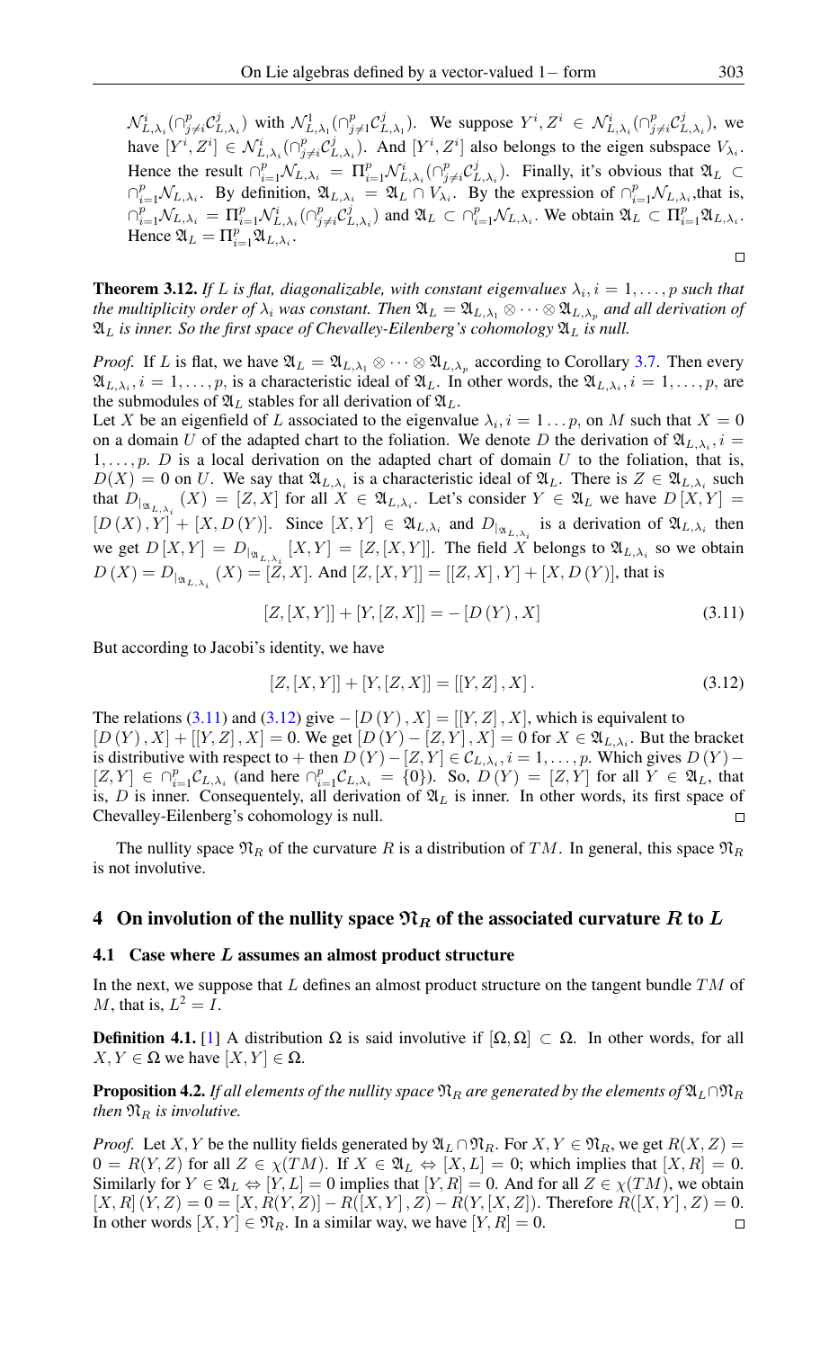$\mathcal{N}^i_{L,\lambda_i}(\cap^p_{j\neq i}\mathcal{C}^j_{L,\lambda_i})$ with $\mathcal{N}^1_{L,\lambda_1}(\cap^p_{j\neq 1}\mathcal{C}^j_{L,\lambda_1})$. We suppose $Y^i, Z^i \in \mathcal{N}^i_{L,\lambda_i}(\cap^p_{j\neq i}\mathcal{C}^j_{L,\lambda_i})$, we have $[Y^i, Z^i] \in \mathcal{N}^i_{L,\lambda_i}(\cap^p_{j\neq i}\mathcal{C}^j_{L,\lambda_i})$. And $[Y^i, Z^i]$ also belongs to the eigen subspace $V_{\lambda_i}$. Hence the result $\cap^p_{i=1}\mathcal{N}_{L,\lambda_i} = \Pi^p_{i=1}\mathcal{N}^i_{L,\lambda_i}(\cap^p_{j\neq i}\mathcal{C}^j_{L,\lambda_i})$. Finally, it's obvious that $\mathfrak{A}_L \subset \cap^p_{i=1}\mathcal{N}_{L,\lambda_i}$. By definition, $\mathfrak{A}_{L,\lambda_i} = \mathfrak{A}_L \cap V_{\lambda_i}$. By the expression of $\cap^p_{i=1}\mathcal{N}_{L,\lambda_i}$,that is, $\cap^p_{i=1}\mathcal{N}_{L,\lambda_i} = \Pi^p_{i=1}\mathcal{N}^i_{L,\lambda_i}(\cap^p_{j\neq i}\mathcal{C}^j_{L,\lambda_i})$ and $\mathfrak{A}_L \subset \cap^p_{i=1}\mathcal{N}_{L,\lambda_i}$. We obtain $\mathfrak{A}_L \subset \Pi^p_{i=1}\mathfrak{A}_{L,\lambda_i}$. Hence $\mathfrak{A}_L = \Pi^p_{i=1}\mathfrak{A}_{L,\lambda_i}$. □

**Theorem 3.12.** *If $L$ is flat, diagonalizable, with constant eigenvalues $\lambda_i, i = 1, \ldots, p$ such that the multiplicity order of $\lambda_i$ was constant. Then $\mathfrak{A}_L = \mathfrak{A}_{L,\lambda_1} \otimes \cdots \otimes \mathfrak{A}_{L,\lambda_p}$ and all derivation of $\mathfrak{A}_L$ is inner. So the first space of Chevalley-Eilenberg's cohomology $\mathfrak{A}_L$ is null.*

*Proof.* If $L$ is flat, we have $\mathfrak{A}_L = \mathfrak{A}_{L,\lambda_1} \otimes \cdots \otimes \mathfrak{A}_{L,\lambda_p}$ according to Corollary 3.7. Then every $\mathfrak{A}_{L,\lambda_i}, i = 1, \ldots, p$, is a characteristic ideal of $\mathfrak{A}_L$. In other words, the $\mathfrak{A}_{L,\lambda_i}, i = 1, \ldots, p$, are the submodules of $\mathfrak{A}_L$ stables for all derivation of $\mathfrak{A}_L$.
Let $X$ be an eigenfield of $L$ associated to the eigenvalue $\lambda_i, i = 1 \ldots p$, on $M$ such that $X = 0$ on a domain $U$ of the adapted chart to the foliation. We denote $D$ the derivation of $\mathfrak{A}_{L,\lambda_i}, i = 1, \ldots, p$. $D$ is a local derivation on the adapted chart of domain $U$ to the foliation, that is, $D(X) = 0$ on $U$. We say that $\mathfrak{A}_{L,\lambda_i}$ is a characteristic ideal of $\mathfrak{A}_L$. There is $Z \in \mathfrak{A}_{L,\lambda_i}$ such that $D_{|\mathfrak{A}_{L,\lambda_i}}(X) = [Z, X]$ for all $X \in \mathfrak{A}_{L,\lambda_i}$. Let's consider $Y \in \mathfrak{A}_L$ we have $D[X, Y] = [D(X), Y] + [X, D(Y)]$. Since $[X, Y] \in \mathfrak{A}_{L,\lambda_i}$ and $D_{|\mathfrak{A}_{L,\lambda_i}}$ is a derivation of $\mathfrak{A}_{L,\lambda_i}$ then we get $D[X, Y] = D_{|\mathfrak{A}_{L,\lambda_i}}[X, Y] = [Z, [X, Y]]$. The field $X$ belongs to $\mathfrak{A}_{L,\lambda_i}$ so we obtain $D(X) = D_{|\mathfrak{A}_{L,\lambda_i}}(X) = [Z, X]$. And $[Z, [X, Y]] = [[Z, X], Y] + [X, D(Y)]$, that is

$$[Z, [X, Y]] + [Y, [Z, X]] = -[D(Y), X] \tag{3.11}$$

But according to Jacobi's identity, we have

$$[Z, [X, Y]] + [Y, [Z, X]] = [[Y, Z], X]. \tag{3.12}$$

The relations (3.11) and (3.12) give $-[D(Y), X] = [[Y, Z], X]$, which is equivalent to $[D(Y), X] + [[Y, Z], X] = 0$. We get $[D(Y) - [Z, Y], X] = 0$ for $X \in \mathfrak{A}_{L,\lambda_i}$. But the bracket is distributive with respect to $+$ then $D(Y) - [Z, Y] \in \mathcal{C}_{L,\lambda_i}, i = 1, \ldots, p$. Which gives $D(Y) - [Z, Y] \in \cap^p_{i=1}\mathcal{C}_{L,\lambda_i}$ (and here $\cap^p_{i=1}\mathcal{C}_{L,\lambda_i} = \{0\}$). So, $D(Y) = [Z, Y]$ for all $Y \in \mathfrak{A}_L$, that is, $D$ is inner. Consequently, all derivation of $\mathfrak{A}_L$ is inner. In other words, its first space of Chevalley-Eilenberg's cohomology is null. □

The nullity space $\mathfrak{N}_R$ of the curvature $R$ is a distribution of $TM$. In general, this space $\mathfrak{N}_R$ is not involutive.

## 4 On involution of the nullity space $\mathfrak{N}_R$ of the associated curvature $R$ to $L$

### 4.1 Case where $L$ assumes an almost product structure

In the next, we suppose that $L$ defines an almost product structure on the tangent bundle $TM$ of $M$, that is, $L^2 = I$.

**Definition 4.1.** [1] A distribution $\Omega$ is said involutive if $[\Omega, \Omega] \subset \Omega$. In other words, for all $X, Y \in \Omega$ we have $[X, Y] \in \Omega$.

**Proposition 4.2.** *If all elements of the nullity space $\mathfrak{N}_R$ are generated by the elements of $\mathfrak{A}_L \cap \mathfrak{N}_R$ then $\mathfrak{N}_R$ is involutive.*

*Proof.* Let $X, Y$ be the nullity fields generated by $\mathfrak{A}_L \cap \mathfrak{N}_R$. For $X, Y \in \mathfrak{N}_R$, we get $R(X, Z) = 0 = R(Y, Z)$ for all $Z \in \chi(TM)$. If $X \in \mathfrak{A}_L \Leftrightarrow [X, L] = 0$; which implies that $[X, R] = 0$. Similarly for $Y \in \mathfrak{A}_L \Leftrightarrow [Y, L] = 0$ implies that $[Y, R] = 0$. And for all $Z \in \chi(TM)$, we obtain $[X, R](Y, Z) = 0 = [X, R(Y, Z)] - R([X, Y], Z) - R(Y, [X, Z])$. Therefore $R([X, Y], Z) = 0$. In other words $[X, Y] \in \mathfrak{N}_R$. In a similar way, we have $[Y, R] = 0$. □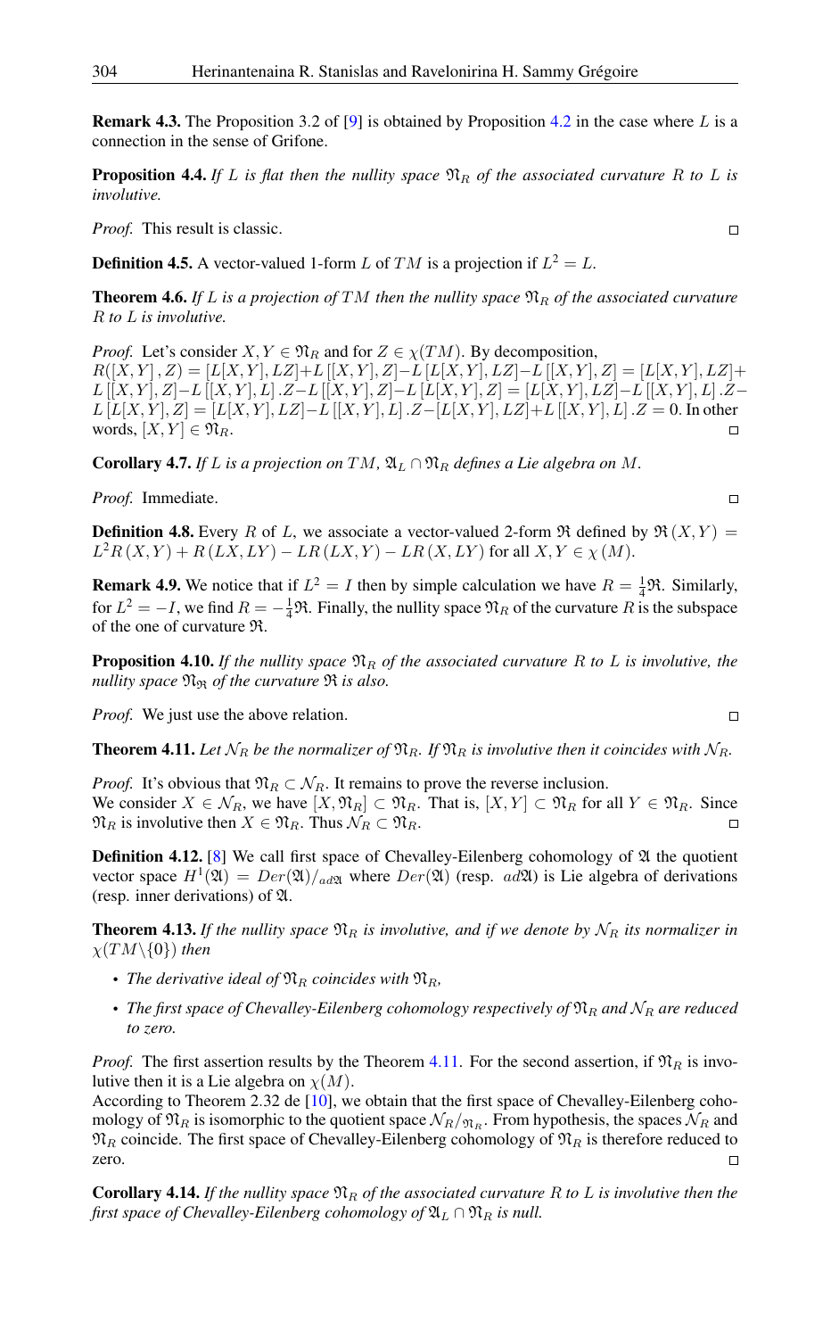**Remark 4.3.** The Proposition 3.2 of [9] is obtained by Proposition 4.2 in the case where $L$ is a connection in the sense of Grifone.

**Proposition 4.4.** *If $L$ is flat then the nullity space $\mathfrak{N}_R$ of the associated curvature $R$ to $L$ is involutive.*

*Proof.* This result is classic. □

**Definition 4.5.** A vector-valued 1-form $L$ of $TM$ is a projection if $L^2 = L$.

**Theorem 4.6.** *If $L$ is a projection of $TM$ then the nullity space $\mathfrak{N}_R$ of the associated curvature $R$ to $L$ is involutive.*

*Proof.* Let's consider $X, Y \in \mathfrak{N}_R$ and for $Z \in \chi(TM)$. By decomposition, $R([X,Y], Z) = [L[X,Y], LZ] + L[[X,Y], Z] - L[L[X,Y], LZ] - L[[X,Y], Z] = [L[X,Y], LZ] + L[[X,Y], Z] - L[[X,Y], L].Z - L[[X,Y], Z] - L[L[X,Y], Z] = [L[X,Y], LZ] - L[[X,Y], L].Z - L[L[X,Y], Z] = [L[X,Y], LZ] - L[[X,Y], L].Z - [L[X,Y], LZ] + L[[X,Y], L].Z = 0$. In other words, $[X,Y] \in \mathfrak{N}_R$. □

**Corollary 4.7.** *If $L$ is a projection on $TM$, $\mathfrak{A}_L \cap \mathfrak{N}_R$ defines a Lie algebra on $M$.*

*Proof.* Immediate. □

**Definition 4.8.** Every $R$ of $L$, we associate a vector-valued 2-form $\mathfrak{R}$ defined by $\mathfrak{R}(X,Y) = L^2 R(X,Y) + R(LX, LY) - LR(LX, Y) - LR(X, LY)$ for all $X, Y \in \chi(M)$.

**Remark 4.9.** We notice that if $L^2 = I$ then by simple calculation we have $R = \frac{1}{4}\mathfrak{R}$. Similarly, for $L^2 = -I$, we find $R = -\frac{1}{4}\mathfrak{R}$. Finally, the nullity space $\mathfrak{N}_R$ of the curvature $R$ is the subspace of the one of curvature $\mathfrak{R}$.

**Proposition 4.10.** *If the nullity space $\mathfrak{N}_R$ of the associated curvature $R$ to $L$ is involutive, the nullity space $\mathfrak{N}_{\mathfrak{R}}$ of the curvature $\mathfrak{R}$ is also.*

*Proof.* We just use the above relation. □

**Theorem 4.11.** *Let $\mathcal{N}_R$ be the normalizer of $\mathfrak{N}_R$. If $\mathfrak{N}_R$ is involutive then it coincides with $\mathcal{N}_R$.*

*Proof.* It's obvious that $\mathfrak{N}_R \subset \mathcal{N}_R$. It remains to prove the reverse inclusion.
We consider $X \in \mathcal{N}_R$, we have $[X, \mathfrak{N}_R] \subset \mathfrak{N}_R$. That is, $[X, Y] \subset \mathfrak{N}_R$ for all $Y \in \mathfrak{N}_R$. Since $\mathfrak{N}_R$ is involutive then $X \in \mathfrak{N}_R$. Thus $\mathcal{N}_R \subset \mathfrak{N}_R$. □

**Definition 4.12.** [8] We call first space of Chevalley-Eilenberg cohomology of $\mathfrak{A}$ the quotient vector space $H^1(\mathfrak{A}) = Der(\mathfrak{A})/_{ad\mathfrak{A}}$ where $Der(\mathfrak{A})$ (resp. $ad\mathfrak{A}$) is Lie algebra of derivations (resp. inner derivations) of $\mathfrak{A}$.

**Theorem 4.13.** *If the nullity space $\mathfrak{N}_R$ is involutive, and if we denote by $\mathcal{N}_R$ its normalizer in $\chi(TM\backslash\{0\})$ then*

- *The derivative ideal of $\mathfrak{N}_R$ coincides with $\mathfrak{N}_R$,*
- *The first space of Chevalley-Eilenberg cohomology respectively of $\mathfrak{N}_R$ and $\mathcal{N}_R$ are reduced to zero.*

*Proof.* The first assertion results by the Theorem 4.11. For the second assertion, if $\mathfrak{N}_R$ is involutive then it is a Lie algebra on $\chi(M)$.
According to Theorem 2.32 de [10], we obtain that the first space of Chevalley-Eilenberg cohomology of $\mathfrak{N}_R$ is isomorphic to the quotient space $\mathcal{N}_R/_{\mathfrak{N}_R}$. From hypothesis, the spaces $\mathcal{N}_R$ and $\mathfrak{N}_R$ coincide. The first space of Chevalley-Eilenberg cohomology of $\mathfrak{N}_R$ is therefore reduced to zero. □

**Corollary 4.14.** *If the nullity space $\mathfrak{N}_R$ of the associated curvature $R$ to $L$ is involutive then the first space of Chevalley-Eilenberg cohomology of $\mathfrak{A}_L \cap \mathfrak{N}_R$ is null.*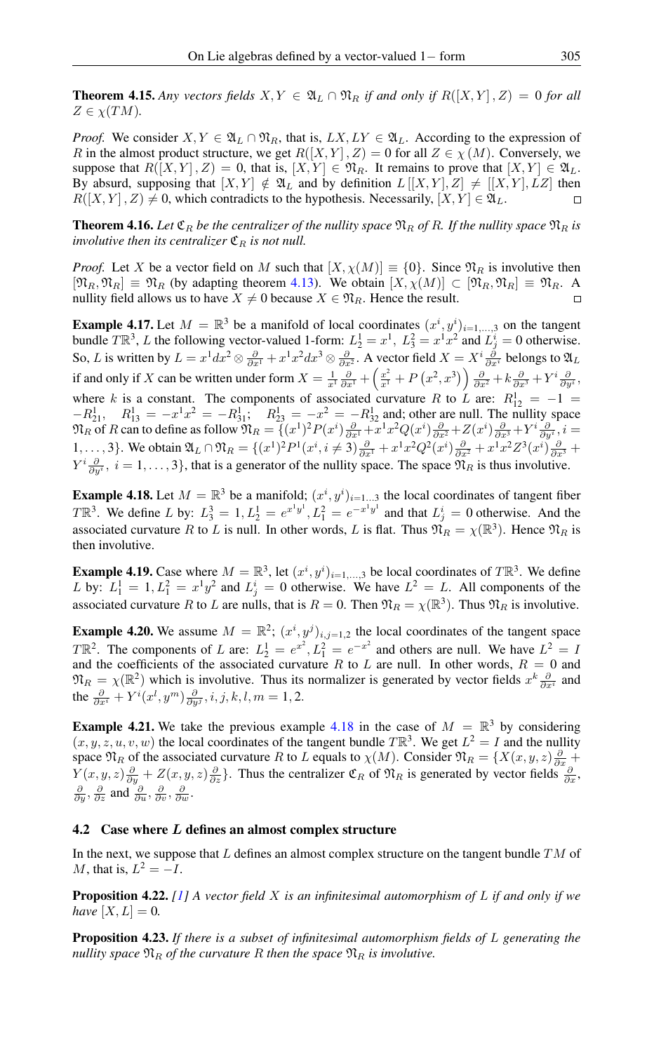**Theorem 4.15.** *Any vectors fields $X, Y \in \mathfrak{A}_L \cap \mathfrak{N}_R$ if and only if $R([X,Y], Z) = 0$ for all $Z \in \chi(TM)$.*

*Proof.* We consider $X, Y \in \mathfrak{A}_L \cap \mathfrak{N}_R$, that is, $LX, LY \in \mathfrak{A}_L$. According to the expression of $R$ in the almost product structure, we get $R([X,Y], Z) = 0$ for all $Z \in \chi(M)$. Conversely, we suppose that $R([X,Y], Z) = 0$, that is, $[X,Y] \in \mathfrak{N}_R$. It remains to prove that $[X,Y] \in \mathfrak{A}_L$. By absurd, supposing that $[X,Y] \notin \mathfrak{A}_L$ and by definition $L[[X,Y], Z] \neq [[X,Y], LZ]$ then $R([X,Y], Z) \neq 0$, which contradicts to the hypothesis. Necessarily, $[X,Y] \in \mathfrak{A}_L$. □

**Theorem 4.16.** *Let $\mathfrak{C}_R$ be the centralizer of the nullity space $\mathfrak{N}_R$ of $R$. If the nullity space $\mathfrak{N}_R$ is involutive then its centralizer $\mathfrak{C}_R$ is not null.*

*Proof.* Let $X$ be a vector field on $M$ such that $[X, \chi(M)] \equiv \{0\}$. Since $\mathfrak{N}_R$ is involutive then $[\mathfrak{N}_R, \mathfrak{N}_R] \equiv \mathfrak{N}_R$ (by adapting theorem 4.13). We obtain $[X, \chi(M)] \subset [\mathfrak{N}_R, \mathfrak{N}_R] \equiv \mathfrak{N}_R$. A nullity field allows us to have $X \neq 0$ because $X \in \mathfrak{N}_R$. Hence the result. □

**Example 4.17.** Let $M = \mathbb{R}^3$ be a manifold of local coordinates $(x^i, y^i)_{i=1,\ldots,3}$ on the tangent bundle $T\mathbb{R}^3$, $L$ the following vector-valued 1-form: $L^1_2 = x^1$, $L^2_3 = x^1x^2$ and $L^i_j = 0$ otherwise. So, $L$ is written by $L = x^1 dx^2 \otimes \frac{\partial}{\partial x^1} + x^1x^2 dx^3 \otimes \frac{\partial}{\partial x^2}$. A vector field $X = X^i \frac{\partial}{\partial x^i}$ belongs to $\mathfrak{A}_L$ if and only if $X$ can be written under form $X = \frac{1}{x^1}\frac{\partial}{\partial x^1} + \left(\frac{x^2}{x^1} + P\left(x^2, x^3\right)\right)\frac{\partial}{\partial x^2} + k\frac{\partial}{\partial x^3} + Y^i\frac{\partial}{\partial y^i}$, where $k$ is a constant. The components of associated curvature $R$ to $L$ are: $R^1_{12} = -1 = -R^1_{21}$, $R^1_{13} = -x^1x^2 = -R^1_{31}$; $R^1_{23} = -x^2 = -R^1_{32}$ and; other are null. The nullity space $\mathfrak{N}_R$ of $R$ can to define as follow $\mathfrak{N}_R = \{(x^1)^2 P(x^i)\frac{\partial}{\partial x^1} + x^1x^2 Q(x^i)\frac{\partial}{\partial x^2} + Z(x^i)\frac{\partial}{\partial x^3} + Y^i\frac{\partial}{\partial y^i}, i = 1,\ldots,3\}$. We obtain $\mathfrak{A}_L \cap \mathfrak{N}_R = \{(x^1)^2 P^1(x^i, i \neq 3)\frac{\partial}{\partial x^1} + x^1x^2 Q^2(x^i)\frac{\partial}{\partial x^2} + x^1x^2 Z^3(x^i)\frac{\partial}{\partial x^3} + Y^i\frac{\partial}{\partial y^i},\ i = 1,\ldots,3\}$, that is a generator of the nullity space. The space $\mathfrak{N}_R$ is thus involutive.

**Example 4.18.** Let $M = \mathbb{R}^3$ be a manifold; $(x^i, y^i)_{i=1\ldots3}$ the local coordinates of tangent fiber $T\mathbb{R}^3$. We define $L$ by: $L^3_3 = 1, L^1_2 = e^{x^1y^1}, L^2_1 = e^{-x^1y^1}$ and that $L^i_j = 0$ otherwise. And the associated curvature $R$ to $L$ is null. In other words, $L$ is flat. Thus $\mathfrak{N}_R = \chi(\mathbb{R}^3)$. Hence $\mathfrak{N}_R$ is then involutive.

**Example 4.19.** Case where $M = \mathbb{R}^3$, let $(x^i, y^i)_{i=1,\ldots,3}$ be local coordinates of $T\mathbb{R}^3$. We define $L$ by: $L^1_1 = 1, L^2_1 = x^1y^2$ and $L^i_j = 0$ otherwise. We have $L^2 = L$. All components of the associated curvature $R$ to $L$ are nulls, that is $R = 0$. Then $\mathfrak{N}_R = \chi(\mathbb{R}^3)$. Thus $\mathfrak{N}_R$ is involutive.

**Example 4.20.** We assume $M = \mathbb{R}^2$; $(x^i, y^j)_{i,j=1,2}$ the local coordinates of the tangent space $T\mathbb{R}^2$. The components of $L$ are: $L^1_2 = e^{x^2}, L^2_1 = e^{-x^2}$ and others are null. We have $L^2 = I$ and the coefficients of the associated curvature $R$ to $L$ are null. In other words, $R = 0$ and $\mathfrak{N}_R = \chi(\mathbb{R}^2)$ which is involutive. Thus its normalizer is generated by vector fields $x^k\frac{\partial}{\partial x^i}$ and the $\frac{\partial}{\partial x^i} + Y^i(x^l, y^m)\frac{\partial}{\partial y^j}, i, j, k, l, m = 1, 2$.

**Example 4.21.** We take the previous example 4.18 in the case of $M = \mathbb{R}^3$ by considering $(x, y, z, u, v, w)$ the local coordinates of the tangent bundle $T\mathbb{R}^3$. We get $L^2 = I$ and the nullity space $\mathfrak{N}_R$ of the associated curvature $R$ to $L$ equals to $\chi(M)$. Consider $\mathfrak{N}_R = \{X(x,y,z)\frac{\partial}{\partial x} + Y(x,y,z)\frac{\partial}{\partial y} + Z(x,y,z)\frac{\partial}{\partial z}\}$. Thus the centralizer $\mathfrak{C}_R$ of $\mathfrak{N}_R$ is generated by vector fields $\frac{\partial}{\partial x}$, $\frac{\partial}{\partial y}$, $\frac{\partial}{\partial z}$ and $\frac{\partial}{\partial u}$, $\frac{\partial}{\partial v}$, $\frac{\partial}{\partial w}$.

### 4.2 Case where $L$ defines an almost complex structure

In the next, we suppose that $L$ defines an almost complex structure on the tangent bundle $TM$ of $M$, that is, $L^2 = -I$.

**Proposition 4.22.** *[1] A vector field $X$ is an infinitesimal automorphism of $L$ if and only if we have $[X, L] = 0$.*

**Proposition 4.23.** *If there is a subset of infinitesimal automorphism fields of $L$ generating the nullity space $\mathfrak{N}_R$ of the curvature $R$ then the space $\mathfrak{N}_R$ is involutive.*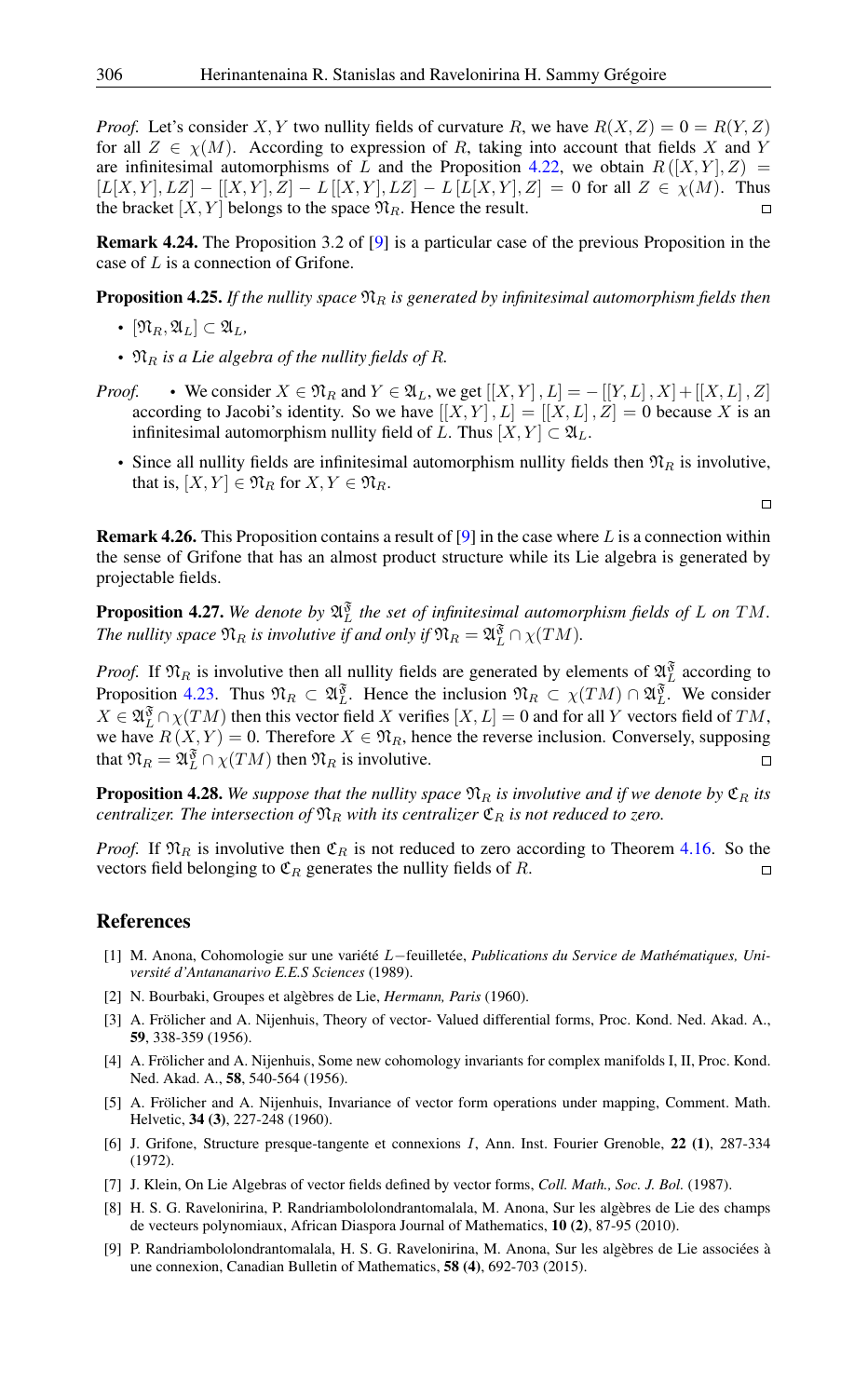*Proof.* Let's consider $X, Y$ two nullity fields of curvature $R$, we have $R(X, Z) = 0 = R(Y, Z)$ for all $Z \in \chi(M)$. According to expression of $R$, taking into account that fields $X$ and $Y$ are infinitesimal automorphisms of $L$ and the Proposition 4.22, we obtain $R([X, Y], Z) = [L[X, Y], LZ] - [[X, Y], Z] - L[[X, Y], LZ] - L[L[X, Y], Z] = 0$ for all $Z \in \chi(M)$. Thus the bracket $[X, Y]$ belongs to the space $\mathfrak{N}_R$. Hence the result. □

**Remark 4.24.** The Proposition 3.2 of [9] is a particular case of the previous Proposition in the case of $L$ is a connection of Grifone.

**Proposition 4.25.** *If the nullity space $\mathfrak{N}_R$ is generated by infinitesimal automorphism fields then*

- $[\mathfrak{N}_R, \mathfrak{A}_L] \subset \mathfrak{A}_L$,
- *$\mathfrak{N}_R$ is a Lie algebra of the nullity fields of $R$.*

*Proof.*
- We consider $X \in \mathfrak{N}_R$ and $Y \in \mathfrak{A}_L$, we get $[[X, Y], L] = -[[Y, L], X] + [[X, L], Z]$ according to Jacobi's identity. So we have $[[X, Y], L] = [[X, L], Z] = 0$ because $X$ is an infinitesimal automorphism nullity field of $L$. Thus $[X, Y] \subset \mathfrak{A}_L$.
- Since all nullity fields are infinitesimal automorphism nullity fields then $\mathfrak{N}_R$ is involutive, that is, $[X, Y] \in \mathfrak{N}_R$ for $X, Y \in \mathfrak{N}_R$.

□

**Remark 4.26.** This Proposition contains a result of [9] in the case where $L$ is a connection within the sense of Grifone that has an almost product structure while its Lie algebra is generated by projectable fields.

**Proposition 4.27.** *We denote by $\mathfrak{A}_L^{\mathfrak{F}}$ the set of infinitesimal automorphism fields of $L$ on $TM$. The nullity space $\mathfrak{N}_R$ is involutive if and only if $\mathfrak{N}_R = \mathfrak{A}_L^{\mathfrak{F}} \cap \chi(TM)$.*

*Proof.* If $\mathfrak{N}_R$ is involutive then all nullity fields are generated by elements of $\mathfrak{A}_L^{\mathfrak{F}}$ according to Proposition 4.23. Thus $\mathfrak{N}_R \subset \mathfrak{A}_L^{\mathfrak{F}}$. Hence the inclusion $\mathfrak{N}_R \subset \chi(TM) \cap \mathfrak{A}_L^{\mathfrak{F}}$. We consider $X \in \mathfrak{A}_L^{\mathfrak{F}} \cap \chi(TM)$ then this vector field $X$ verifies $[X, L] = 0$ and for all $Y$ vectors field of $TM$, we have $R(X, Y) = 0$. Therefore $X \in \mathfrak{N}_R$, hence the reverse inclusion. Conversely, supposing that $\mathfrak{N}_R = \mathfrak{A}_L^{\mathfrak{F}} \cap \chi(TM)$ then $\mathfrak{N}_R$ is involutive. □

**Proposition 4.28.** *We suppose that the nullity space $\mathfrak{N}_R$ is involutive and if we denote by $\mathfrak{C}_R$ its centralizer. The intersection of $\mathfrak{N}_R$ with its centralizer $\mathfrak{C}_R$ is not reduced to zero.*

*Proof.* If $\mathfrak{N}_R$ is involutive then $\mathfrak{C}_R$ is not reduced to zero according to Theorem 4.16. So the vectors field belonging to $\mathfrak{C}_R$ generates the nullity fields of $R$. □

## References

[1] M. Anona, Cohomologie sur une variété $L$−feuilletée, *Publications du Service de Mathématiques, Université d'Antananarivo E.E.S Sciences* (1989).

[2] N. Bourbaki, Groupes et algèbres de Lie, *Hermann, Paris* (1960).

[3] A. Frölicher and A. Nijenhuis, Theory of vector- Valued differential forms, Proc. Kond. Ned. Akad. A., **59**, 338-359 (1956).

[4] A. Frölicher and A. Nijenhuis, Some new cohomology invariants for complex manifolds I, II, Proc. Kond. Ned. Akad. A., **58**, 540-564 (1956).

[5] A. Frölicher and A. Nijenhuis, Invariance of vector form operations under mapping, Comment. Math. Helvetic, **34 (3)**, 227-248 (1960).

[6] J. Grifone, Structure presque-tangente et connexions $I$, Ann. Inst. Fourier Grenoble, **22 (1)**, 287-334 (1972).

[7] J. Klein, On Lie Algebras of vector fields defined by vector forms, *Coll. Math., Soc. J. Bol.* (1987).

[8] H. S. G. Ravelonirina, P. Randriambololondrantomalala, M. Anona, Sur les algèbres de Lie des champs de vecteurs polynomiaux, African Diaspora Journal of Mathematics, **10 (2)**, 87-95 (2010).

[9] P. Randriambololondrantomalala, H. S. G. Ravelonirina, M. Anona, Sur les algèbres de Lie associées à une connexion, Canadian Bulletin of Mathematics, **58 (4)**, 692-703 (2015).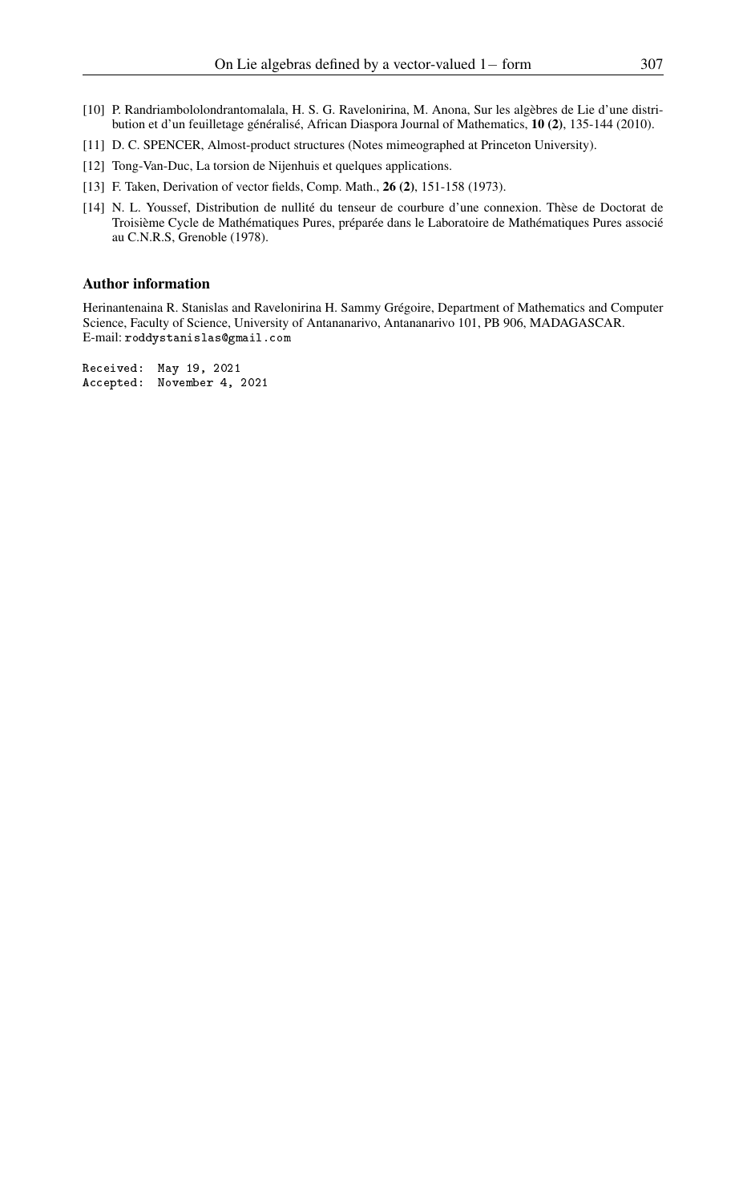[10] P. Randriambololondrantomalala, H. S. G. Ravelonirina, M. Anona, Sur les algèbres de Lie d'une distribution et d'un feuilletage généralisé, African Diaspora Journal of Mathematics, **10 (2)**, 135-144 (2010).

[11] D. C. SPENCER, Almost-product structures (Notes mimeographed at Princeton University).

[12] Tong-Van-Duc, La torsion de Nijenhuis et quelques applications.

[13] F. Taken, Derivation of vector fields, Comp. Math., **26 (2)**, 151-158 (1973).

[14] N. L. Youssef, Distribution de nullité du tenseur de courbure d'une connexion. Thèse de Doctorat de Troisième Cycle de Mathématiques Pures, préparée dans le Laboratoire de Mathématiques Pures associé au C.N.R.S, Grenoble (1978).

### Author information

Herinantenaina R. Stanislas and Ravelonirina H. Sammy Grégoire, Department of Mathematics and Computer Science, Faculty of Science, University of Antananarivo, Antananarivo 101, PB 906, MADAGASCAR.
E-mail: roddystanislas@gmail.com

Received: May 19, 2021
Accepted: November 4, 2021